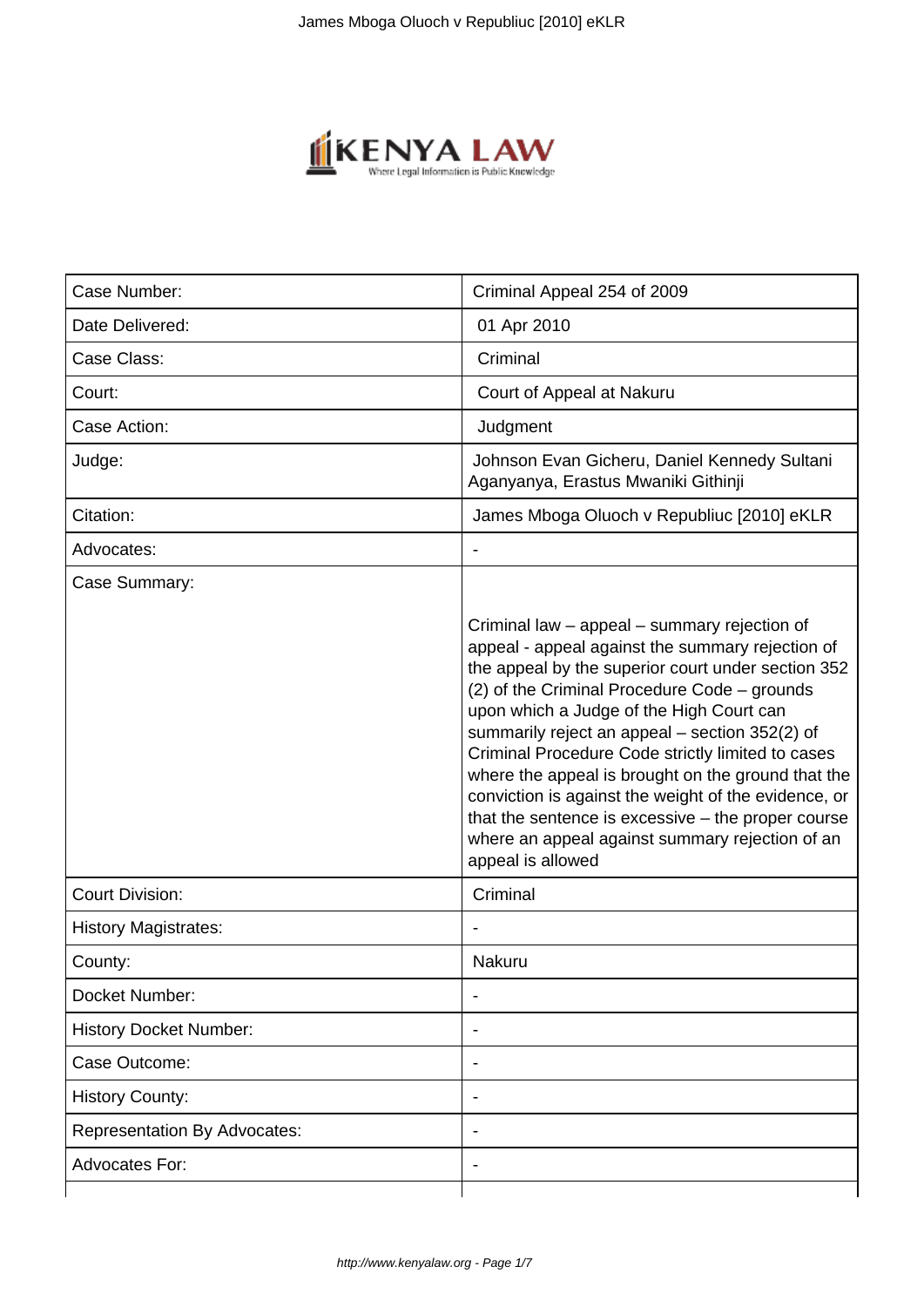| Case Number: | Criminal Appeal 254 of 2009 |
|---|---|
| Date Delivered: | 01 Apr 2010 |
| Case Class: | Criminal |
| Court: | Court of Appeal at Nakuru |
| Case Action: | Judgment |
| Judge: | Johnson Evan Gicheru, Daniel Kennedy Sultani Aganyanya, Erastus Mwaniki Githinji |
| Citation: | James Mboga Oluoch v Republiuc [2010] eKLR |
| Advocates: | - |
| Case Summary: | Criminal law – appeal – summary rejection of appeal - appeal against the summary rejection of the appeal by the superior court under section 352 (2) of the Criminal Procedure Code – grounds upon which a Judge of the High Court can summarily reject an appeal – section 352(2) of Criminal Procedure Code strictly limited to cases where the appeal is brought on the ground that the conviction is against the weight of the evidence, or that the sentence is excessive – the proper course where an appeal against summary rejection of an appeal is allowed |
| Court Division: | Criminal |
| History Magistrates: | - |
| County: | Nakuru |
| Docket Number: | - |
| History Docket Number: | - |
| Case Outcome: | - |
| History County: | - |
| Representation By Advocates: | - |
| Advocates For: | - |
| | |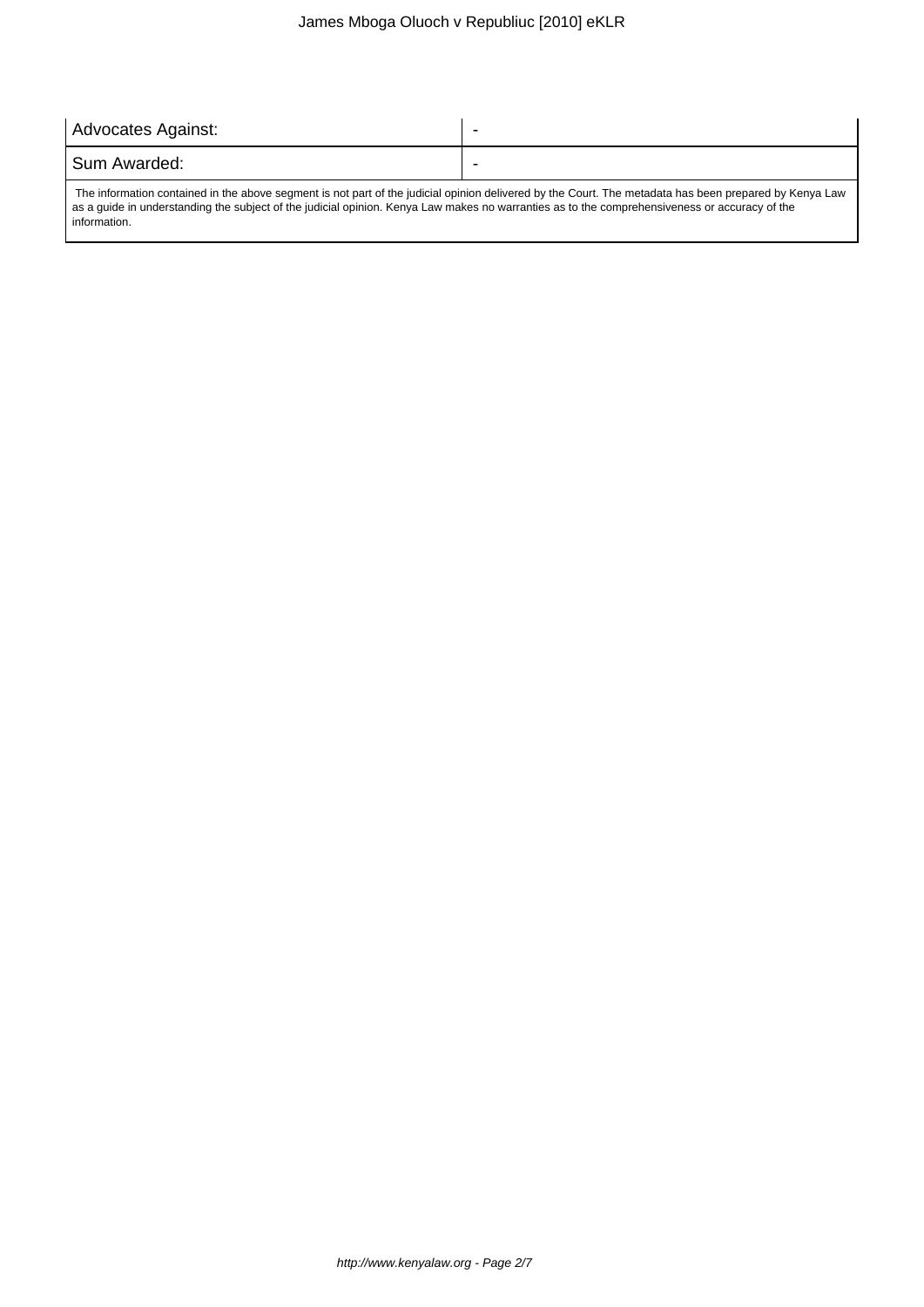| Advocates Against: | - |
| --- | --- |
| Sum Awarded: | - |

The information contained in the above segment is not part of the judicial opinion delivered by the Court. The metadata has been prepared by Kenya Law as a guide in understanding the subject of the judicial opinion. Kenya Law makes no warranties as to the comprehensiveness or accuracy of the information.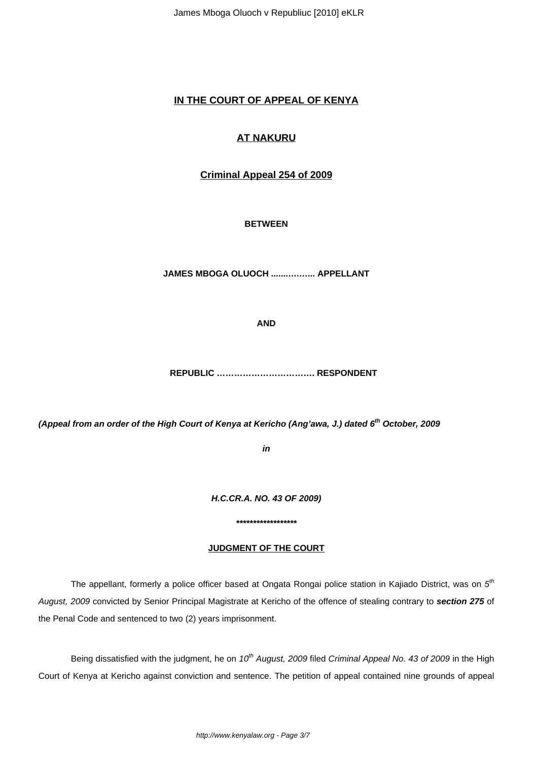## IN THE COURT OF APPEAL OF KENYA

## AT NAKURU

## Criminal Appeal 254 of 2009

**BETWEEN**

**JAMES MBOGA OLUOCH .................. APPELLANT**

**AND**

**REPUBLIC ……………………………. RESPONDENT**

***(Appeal from an order of the High Court of Kenya at Kericho (Ang'awa, J.) dated 6th October, 2009***

***in***

***H.C.CR.A. NO. 43 OF 2009)***

******************

**JUDGMENT OF THE COURT**

The appellant, formerly a police officer based at Ongata Rongai police station in Kajiado District, was on *5th August, 2009* convicted by Senior Principal Magistrate at Kericho of the offence of stealing contrary to ***section 275*** of the Penal Code and sentenced to two (2) years imprisonment.

Being dissatisfied with the judgment, he on *10th August, 2009* filed *Criminal Appeal No. 43 of 2009* in the High Court of Kenya at Kericho against conviction and sentence. The petition of appeal contained nine grounds of appeal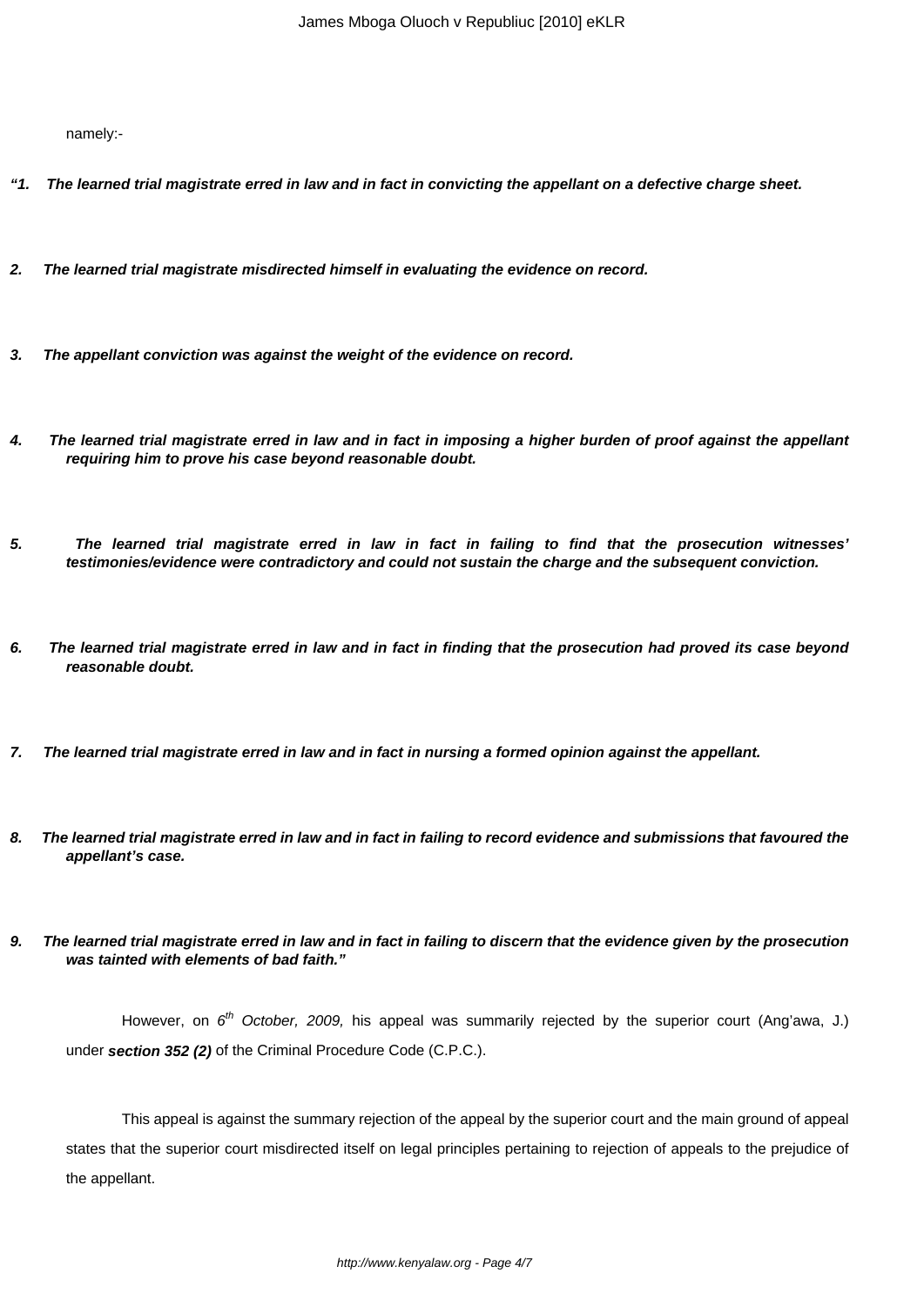namely:-

***"1. The learned trial magistrate erred in law and in fact in convicting the appellant on a defective charge sheet.***

***2. The learned trial magistrate misdirected himself in evaluating the evidence on record.***

***3. The appellant conviction was against the weight of the evidence on record.***

***4. The learned trial magistrate erred in law and in fact in imposing a higher burden of proof against the appellant requiring him to prove his case beyond reasonable doubt.***

***5. The learned trial magistrate erred in law in fact in failing to find that the prosecution witnesses' testimonies/evidence were contradictory and could not sustain the charge and the subsequent conviction.***

***6. The learned trial magistrate erred in law and in fact in finding that the prosecution had proved its case beyond reasonable doubt.***

***7. The learned trial magistrate erred in law and in fact in nursing a formed opinion against the appellant.***

***8. The learned trial magistrate erred in law and in fact in failing to record evidence and submissions that favoured the appellant's case.***

***9. The learned trial magistrate erred in law and in fact in failing to discern that the evidence given by the prosecution was tainted with elements of bad faith."***

However, on *6th October, 2009,* his appeal was summarily rejected by the superior court (Ang'awa, J.) under ***section 352 (2)*** of the Criminal Procedure Code (C.P.C.).

This appeal is against the summary rejection of the appeal by the superior court and the main ground of appeal states that the superior court misdirected itself on legal principles pertaining to rejection of appeals to the prejudice of the appellant.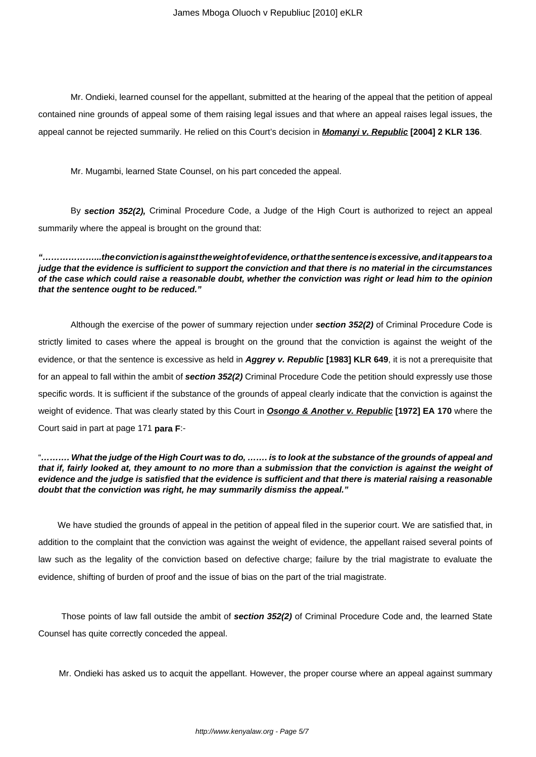Mr. Ondieki, learned counsel for the appellant, submitted at the hearing of the appeal that the petition of appeal contained nine grounds of appeal some of them raising legal issues and that where an appeal raises legal issues, the appeal cannot be rejected summarily. He relied on this Court's decision in ***Momanyi v. Republic*** **[2004] 2 KLR 136**.

Mr. Mugambi, learned State Counsel, on his part conceded the appeal.

By ***section 352(2),*** Criminal Procedure Code, a Judge of the High Court is authorized to reject an appeal summarily where the appeal is brought on the ground that:

***"………………...the conviction is against the weight of evidence, or that the sentence is excessive, and it appears to a judge that the evidence is sufficient to support the conviction and that there is no material in the circumstances of the case which could raise a reasonable doubt, whether the conviction was right or lead him to the opinion that the sentence ought to be reduced."***

Although the exercise of the power of summary rejection under ***section 352(2)*** of Criminal Procedure Code is strictly limited to cases where the appeal is brought on the ground that the conviction is against the weight of the evidence, or that the sentence is excessive as held in ***Aggrey v. Republic*** **[1983] KLR 649**, it is not a prerequisite that for an appeal to fall within the ambit of ***section 352(2)*** Criminal Procedure Code the petition should expressly use those specific words. It is sufficient if the substance of the grounds of appeal clearly indicate that the conviction is against the weight of evidence. That was clearly stated by this Court in ***Osongo & Another v. Republic*** **[1972] EA 170** where the Court said in part at page 171 **para F**:-

"***………. What the judge of the High Court was to do, ……. is to look at the substance of the grounds of appeal and that if, fairly looked at, they amount to no more than a submission that the conviction is against the weight of evidence and the judge is satisfied that the evidence is sufficient and that there is material raising a reasonable doubt that the conviction was right, he may summarily dismiss the appeal."***

We have studied the grounds of appeal in the petition of appeal filed in the superior court. We are satisfied that, in addition to the complaint that the conviction was against the weight of evidence, the appellant raised several points of law such as the legality of the conviction based on defective charge; failure by the trial magistrate to evaluate the evidence, shifting of burden of proof and the issue of bias on the part of the trial magistrate.

Those points of law fall outside the ambit of ***section 352(2)*** of Criminal Procedure Code and, the learned State Counsel has quite correctly conceded the appeal.

Mr. Ondieki has asked us to acquit the appellant. However, the proper course where an appeal against summary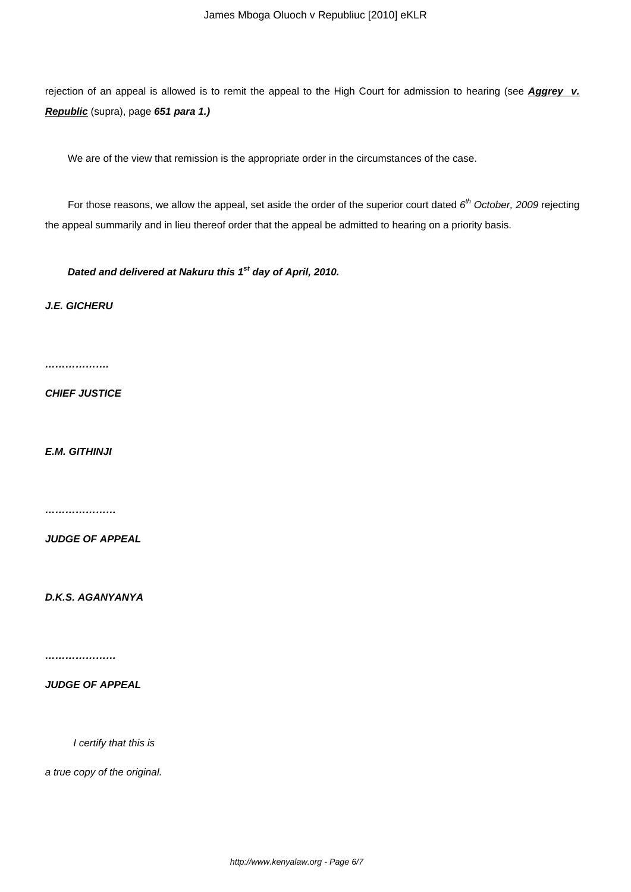rejection of an appeal is allowed is to remit the appeal to the High Court for admission to hearing (see **Aggrey v. Republic** (supra), page **651 para 1.)**

We are of the view that remission is the appropriate order in the circumstances of the case.

For those reasons, we allow the appeal, set aside the order of the superior court dated *6th October, 2009* rejecting the appeal summarily and in lieu thereof order that the appeal be admitted to hearing on a priority basis.

***Dated and delivered at Nakuru this 1st day of April, 2010.***

***J.E. GICHERU***

***……………….***

***CHIEF JUSTICE***

***E.M. GITHINJI***

***…………………***

***JUDGE OF APPEAL***

***D.K.S. AGANYANYA***

***…………………***

***JUDGE OF APPEAL***

*I certify that this is*

*a true copy of the original.*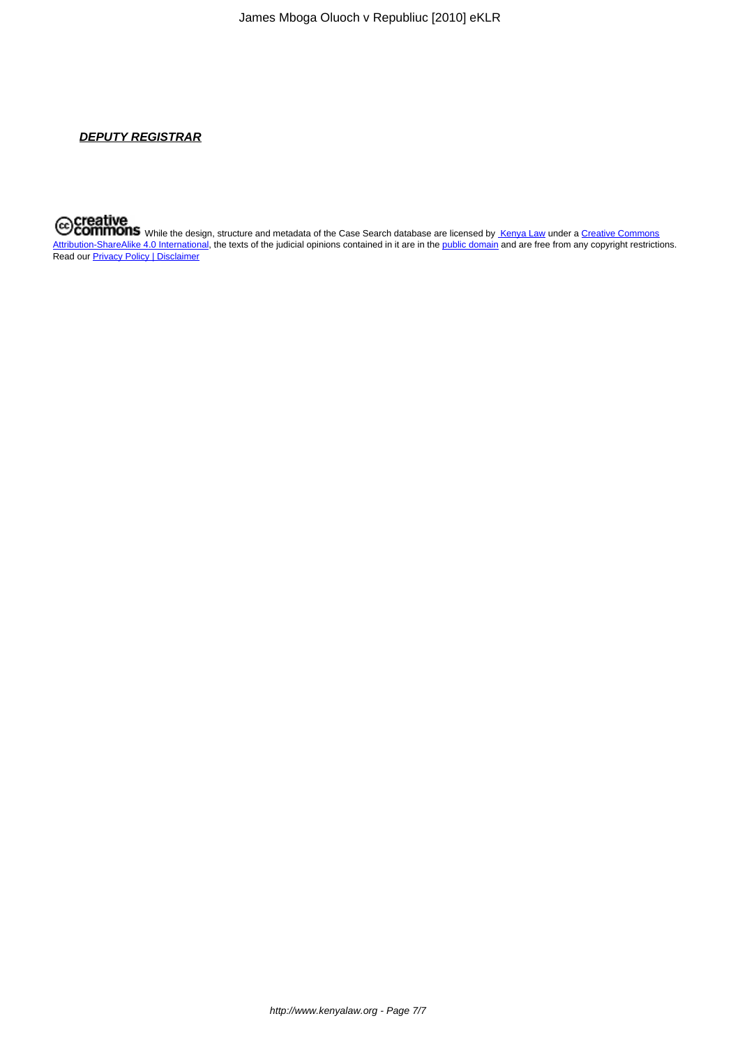***DEPUTY REGISTRAR***

While the design, structure and metadata of the Case Search database are licensed by Kenya Law under a Creative Commons Attribution-ShareAlike 4.0 International, the texts of the judicial opinions contained in it are in the public domain and are free from any copyright restrictions. Read our Privacy Policy | Disclaimer